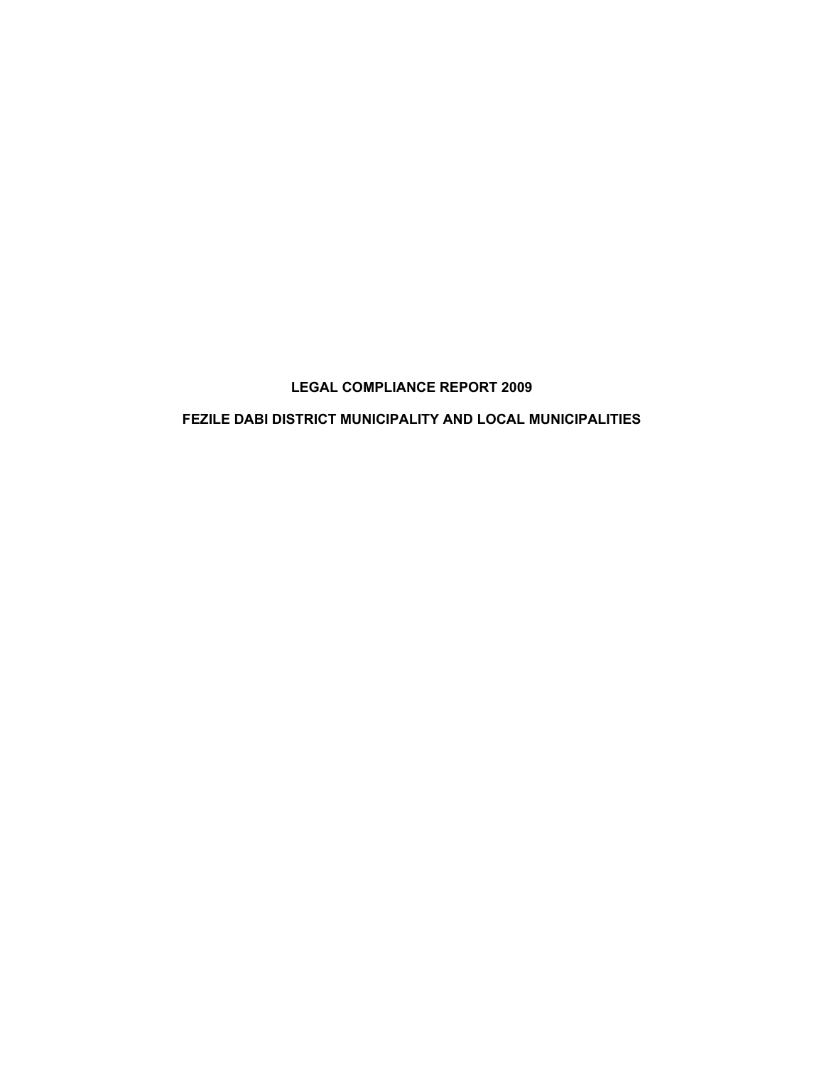# LEGAL COMPLIANCE REPORT 2009

## FEZILE DABI DISTRICT MUNICIPALITY AND LOCAL MUNICIPALITIES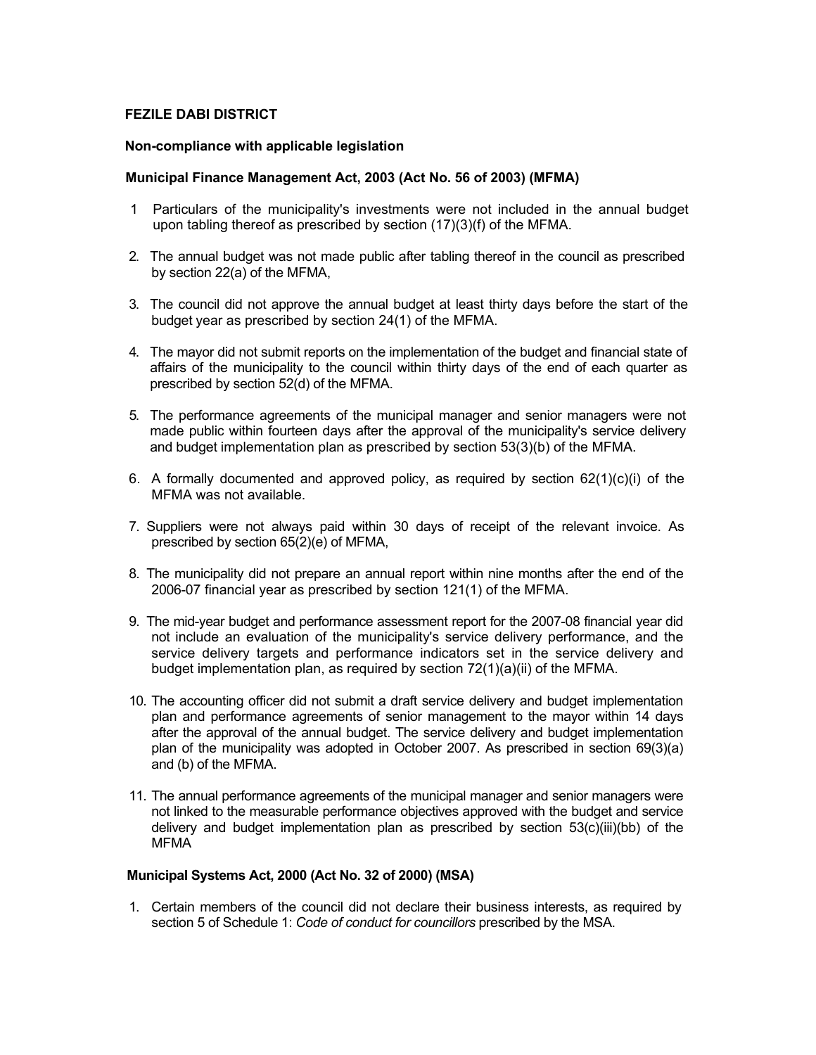**FEZILE DABI DISTRICT**

**Non-compliance with applicable legislation**

**Municipal Finance Management Act, 2003 (Act No. 56 of 2003) (MFMA)**

1 Particulars of the municipality's investments were not included in the annual budget upon tabling thereof as prescribed by section (17)(3)(f) of the MFMA.

2. The annual budget was not made public after tabling thereof in the council as prescribed by section 22(a) of the MFMA,

3. The council did not approve the annual budget at least thirty days before the start of the budget year as prescribed by section 24(1) of the MFMA.

4. The mayor did not submit reports on the implementation of the budget and financial state of affairs of the municipality to the council within thirty days of the end of each quarter as prescribed by section 52(d) of the MFMA.

5. The performance agreements of the municipal manager and senior managers were not made public within fourteen days after the approval of the municipality's service delivery and budget implementation plan as prescribed by section 53(3)(b) of the MFMA.

6. A formally documented and approved policy, as required by section 62(1)(c)(i) of the MFMA was not available.

7. Suppliers were not always paid within 30 days of receipt of the relevant invoice. As prescribed by section 65(2)(e) of MFMA,

8. The municipality did not prepare an annual report within nine months after the end of the 2006-07 financial year as prescribed by section 121(1) of the MFMA.

9. The mid-year budget and performance assessment report for the 2007-08 financial year did not include an evaluation of the municipality's service delivery performance, and the service delivery targets and performance indicators set in the service delivery and budget implementation plan, as required by section 72(1)(a)(ii) of the MFMA.

10. The accounting officer did not submit a draft service delivery and budget implementation plan and performance agreements of senior management to the mayor within 14 days after the approval of the annual budget. The service delivery and budget implementation plan of the municipality was adopted in October 2007. As prescribed in section 69(3)(a) and (b) of the MFMA.

11. The annual performance agreements of the municipal manager and senior managers were not linked to the measurable performance objectives approved with the budget and service delivery and budget implementation plan as prescribed by section 53(c)(iii)(bb) of the MFMA

**Municipal Systems Act, 2000 (Act No. 32 of 2000) (MSA)**

1. Certain members of the council did not declare their business interests, as required by section 5 of Schedule 1: *Code of conduct for councillors* prescribed by the MSA.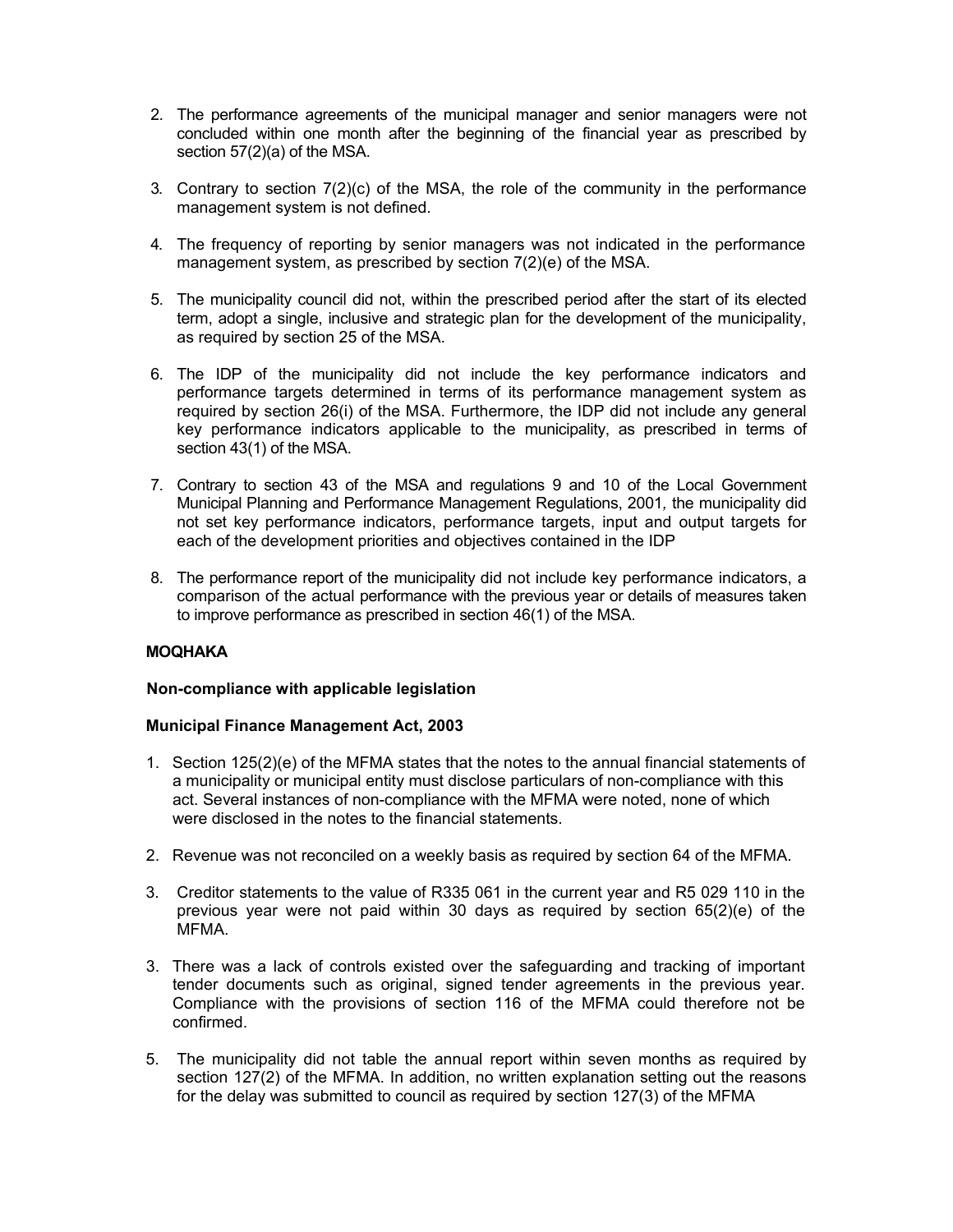2. The performance agreements of the municipal manager and senior managers were not concluded within one month after the beginning of the financial year as prescribed by section 57(2)(a) of the MSA.

3. Contrary to section 7(2)(c) of the MSA, the role of the community in the performance management system is not defined.

4. The frequency of reporting by senior managers was not indicated in the performance management system, as prescribed by section 7(2)(e) of the MSA.

5. The municipality council did not, within the prescribed period after the start of its elected term, adopt a single, inclusive and strategic plan for the development of the municipality, as required by section 25 of the MSA.

6. The IDP of the municipality did not include the key performance indicators and performance targets determined in terms of its performance management system as required by section 26(i) of the MSA. Furthermore, the IDP did not include any general key performance indicators applicable to the municipality, as prescribed in terms of section 43(1) of the MSA.

7. Contrary to section 43 of the MSA and regulations 9 and 10 of the Local Government Municipal Planning and Performance Management Regulations, 2001*,* the municipality did not set key performance indicators, performance targets, input and output targets for each of the development priorities and objectives contained in the IDP

8. The performance report of the municipality did not include key performance indicators, a comparison of the actual performance with the previous year or details of measures taken to improve performance as prescribed in section 46(1) of the MSA.

**MOQHAKA**

**Non-compliance with applicable legislation**

**Municipal Finance Management Act, 2003**

1. Section 125(2)(e) of the MFMA states that the notes to the annual financial statements of a municipality or municipal entity must disclose particulars of non-compliance with this act. Several instances of non-compliance with the MFMA were noted, none of which were disclosed in the notes to the financial statements.

2. Revenue was not reconciled on a weekly basis as required by section 64 of the MFMA.

3. Creditor statements to the value of R335 061 in the current year and R5 029 110 in the previous year were not paid within 30 days as required by section 65(2)(e) of the MFMA.

3. There was a lack of controls existed over the safeguarding and tracking of important tender documents such as original, signed tender agreements in the previous year. Compliance with the provisions of section 116 of the MFMA could therefore not be confirmed.

5. The municipality did not table the annual report within seven months as required by section 127(2) of the MFMA. In addition, no written explanation setting out the reasons for the delay was submitted to council as required by section 127(3) of the MFMA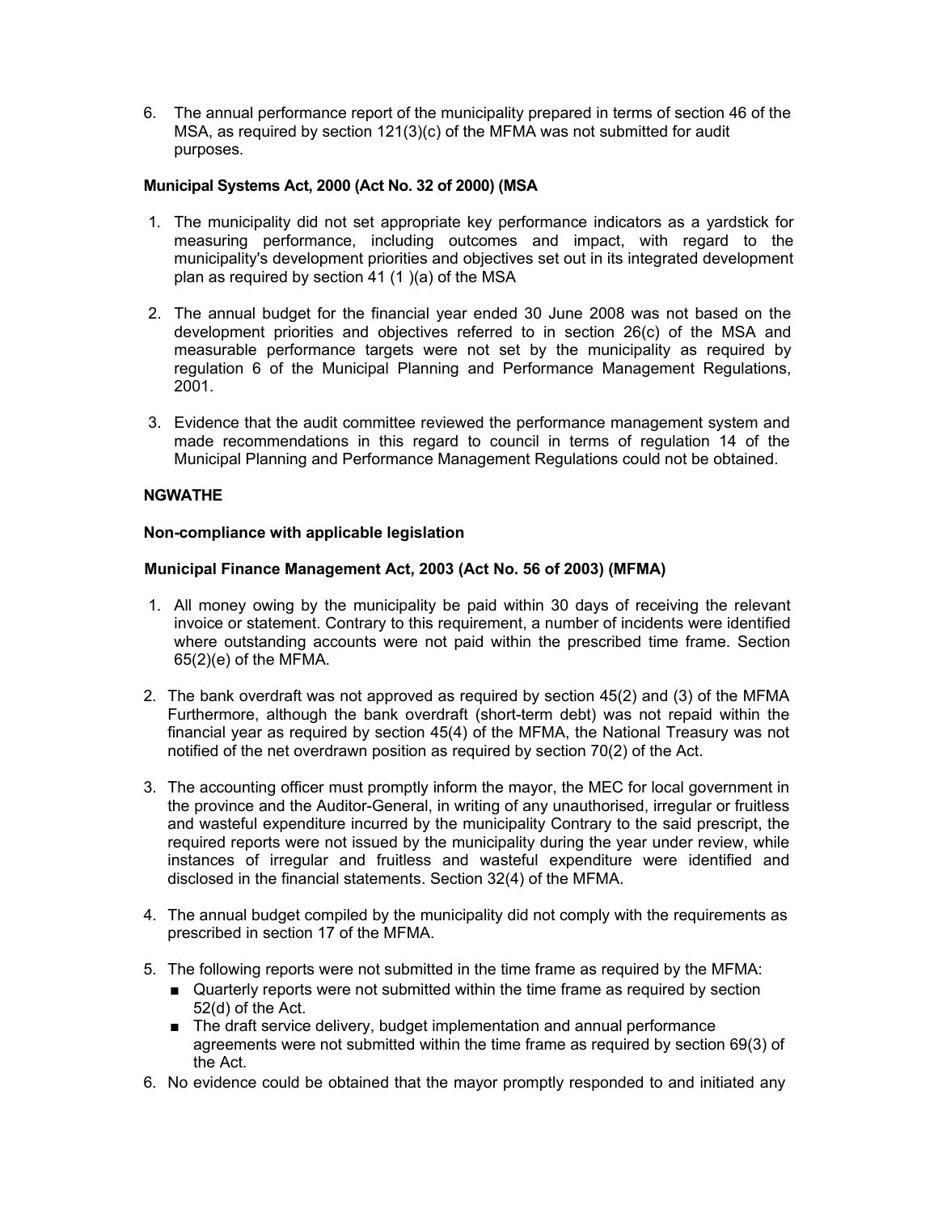6. The annual performance report of the municipality prepared in terms of section 46 of the MSA, as required by section 121(3)(c) of the MFMA was not submitted for audit purposes.

**Municipal Systems Act, 2000 (Act No. 32 of 2000) (MSA**

1. The municipality did not set appropriate key performance indicators as a yardstick for measuring performance, including outcomes and impact, with regard to the municipality's development priorities and objectives set out in its integrated development plan as required by section 41 (1 )(a) of the MSA

2. The annual budget for the financial year ended 30 June 2008 was not based on the development priorities and objectives referred to in section 26(c) of the MSA and measurable performance targets were not set by the municipality as required by regulation 6 of the Municipal Planning and Performance Management Regulations, 2001.

3. Evidence that the audit committee reviewed the performance management system and made recommendations in this regard to council in terms of regulation 14 of the Municipal Planning and Performance Management Regulations could not be obtained.

**NGWATHE**

**Non-compliance with applicable legislation**

**Municipal Finance Management Act, 2003 (Act No. 56 of 2003) (MFMA)**

1. All money owing by the municipality be paid within 30 days of receiving the relevant invoice or statement. Contrary to this requirement, a number of incidents were identified where outstanding accounts were not paid within the prescribed time frame. Section 65(2)(e) of the MFMA.

2. The bank overdraft was not approved as required by section 45(2) and (3) of the MFMA Furthermore, although the bank overdraft (short-term debt) was not repaid within the financial year as required by section 45(4) of the MFMA, the National Treasury was not notified of the net overdrawn position as required by section 70(2) of the Act.

3. The accounting officer must promptly inform the mayor, the MEC for local government in the province and the Auditor-General, in writing of any unauthorised, irregular or fruitless and wasteful expenditure incurred by the municipality Contrary to the said prescript, the required reports were not issued by the municipality during the year under review, while instances of irregular and fruitless and wasteful expenditure were identified and disclosed in the financial statements. Section 32(4) of the MFMA.

4. The annual budget compiled by the municipality did not comply with the requirements as prescribed in section 17 of the MFMA.

5. The following reports were not submitted in the time frame as required by the MFMA:
   - Quarterly reports were not submitted within the time frame as required by section 52(d) of the Act.
   - The draft service delivery, budget implementation and annual performance agreements were not submitted within the time frame as required by section 69(3) of the Act.

6. No evidence could be obtained that the mayor promptly responded to and initiated any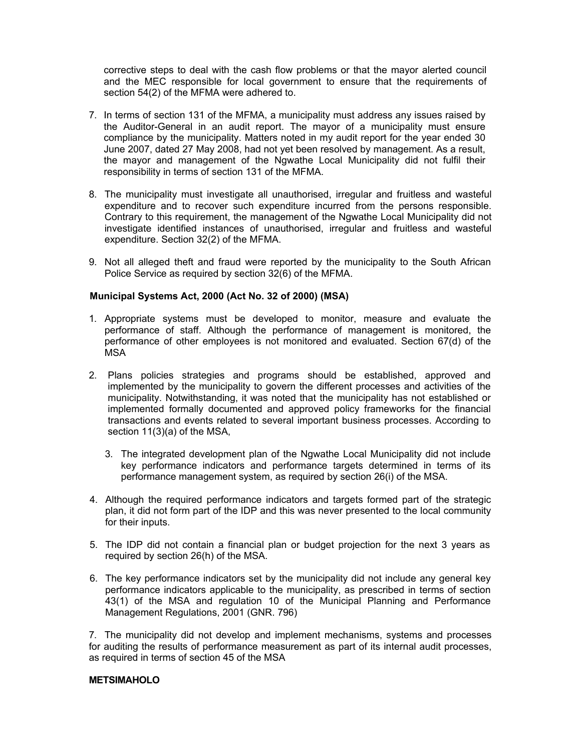corrective steps to deal with the cash flow problems or that the mayor alerted council and the MEC responsible for local government to ensure that the requirements of section 54(2) of the MFMA were adhered to.

7. In terms of section 131 of the MFMA, a municipality must address any issues raised by the Auditor-General in an audit report. The mayor of a municipality must ensure compliance by the municipality. Matters noted in my audit report for the year ended 30 June 2007, dated 27 May 2008, had not yet been resolved by management. As a result, the mayor and management of the Ngwathe Local Municipality did not fulfil their responsibility in terms of section 131 of the MFMA.

8. The municipality must investigate all unauthorised, irregular and fruitless and wasteful expenditure and to recover such expenditure incurred from the persons responsible. Contrary to this requirement, the management of the Ngwathe Local Municipality did not investigate identified instances of unauthorised, irregular and fruitless and wasteful expenditure. Section 32(2) of the MFMA.

9. Not all alleged theft and fraud were reported by the municipality to the South African Police Service as required by section 32(6) of the MFMA.

**Municipal Systems Act, 2000 (Act No. 32 of 2000) (MSA)**

1. Appropriate systems must be developed to monitor, measure and evaluate the performance of staff. Although the performance of management is monitored, the performance of other employees is not monitored and evaluated. Section 67(d) of the MSA

2. Plans policies strategies and programs should be established, approved and implemented by the municipality to govern the different processes and activities of the municipality. Notwithstanding, it was noted that the municipality has not established or implemented formally documented and approved policy frameworks for the financial transactions and events related to several important business processes. According to section 11(3)(a) of the MSA,

3. The integrated development plan of the Ngwathe Local Municipality did not include key performance indicators and performance targets determined in terms of its performance management system, as required by section 26(i) of the MSA.

4. Although the required performance indicators and targets formed part of the strategic plan, it did not form part of the IDP and this was never presented to the local community for their inputs.

5. The IDP did not contain a financial plan or budget projection for the next 3 years as required by section 26(h) of the MSA.

6. The key performance indicators set by the municipality did not include any general key performance indicators applicable to the municipality, as prescribed in terms of section 43(1) of the MSA and regulation 10 of the Municipal Planning and Performance Management Regulations, 2001 (GNR. 796)

7. The municipality did not develop and implement mechanisms, systems and processes for auditing the results of performance measurement as part of its internal audit processes, as required in terms of section 45 of the MSA

**METSIMAHOLO**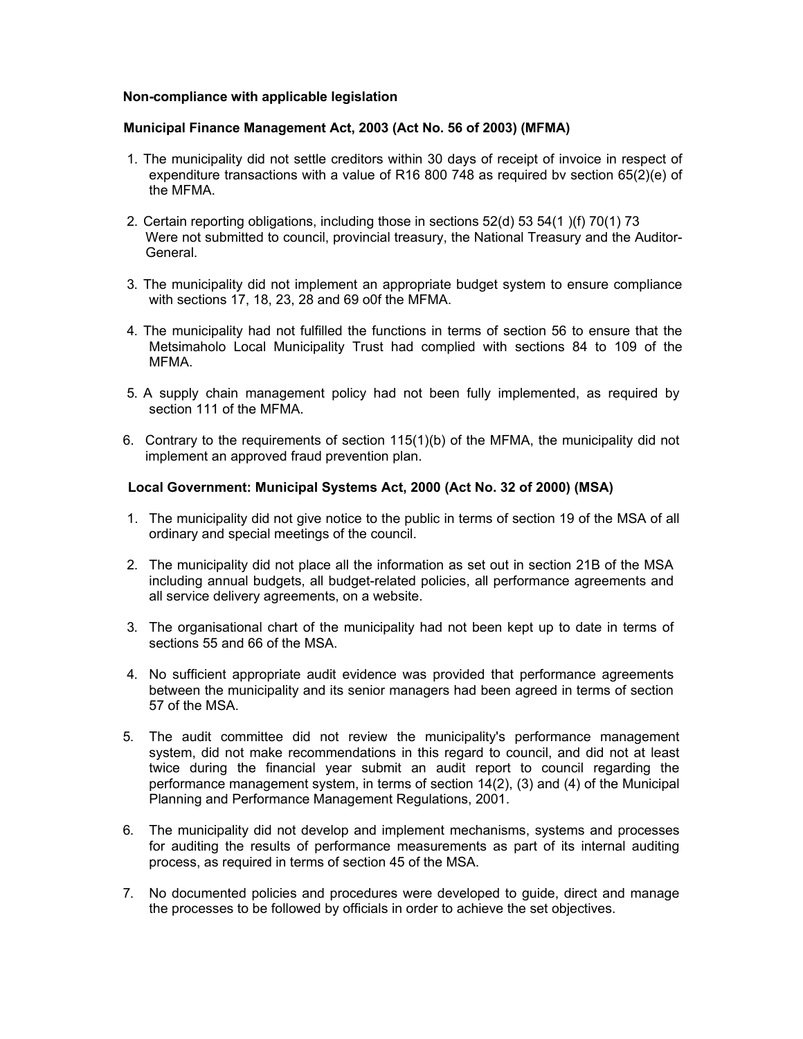**Non-compliance with applicable legislation**

**Municipal Finance Management Act, 2003 (Act No. 56 of 2003) (MFMA)**

1. The municipality did not settle creditors within 30 days of receipt of invoice in respect of expenditure transactions with a value of R16 800 748 as required bv section 65(2)(e) of the MFMA.

2. Certain reporting obligations, including those in sections 52(d) 53 54(1 )(f) 70(1) 73 Were not submitted to council, provincial treasury, the National Treasury and the Auditor-General.

3. The municipality did not implement an appropriate budget system to ensure compliance with sections 17, 18, 23, 28 and 69 o0f the MFMA.

4. The municipality had not fulfilled the functions in terms of section 56 to ensure that the Metsimaholo Local Municipality Trust had complied with sections 84 to 109 of the MFMA.

5. A supply chain management policy had not been fully implemented, as required by section 111 of the MFMA.

6. Contrary to the requirements of section 115(1)(b) of the MFMA, the municipality did not implement an approved fraud prevention plan.

**Local Government: Municipal Systems Act, 2000 (Act No. 32 of 2000) (MSA)**

1. The municipality did not give notice to the public in terms of section 19 of the MSA of all ordinary and special meetings of the council.

2. The municipality did not place all the information as set out in section 21B of the MSA including annual budgets, all budget-related policies, all performance agreements and all service delivery agreements, on a website.

3. The organisational chart of the municipality had not been kept up to date in terms of sections 55 and 66 of the MSA.

4. No sufficient appropriate audit evidence was provided that performance agreements between the municipality and its senior managers had been agreed in terms of section 57 of the MSA.

5. The audit committee did not review the municipality's performance management system, did not make recommendations in this regard to council, and did not at least twice during the financial year submit an audit report to council regarding the performance management system, in terms of section 14(2), (3) and (4) of the Municipal Planning and Performance Management Regulations, 2001.

6. The municipality did not develop and implement mechanisms, systems and processes for auditing the results of performance measurements as part of its internal auditing process, as required in terms of section 45 of the MSA.

7. No documented policies and procedures were developed to guide, direct and manage the processes to be followed by officials in order to achieve the set objectives.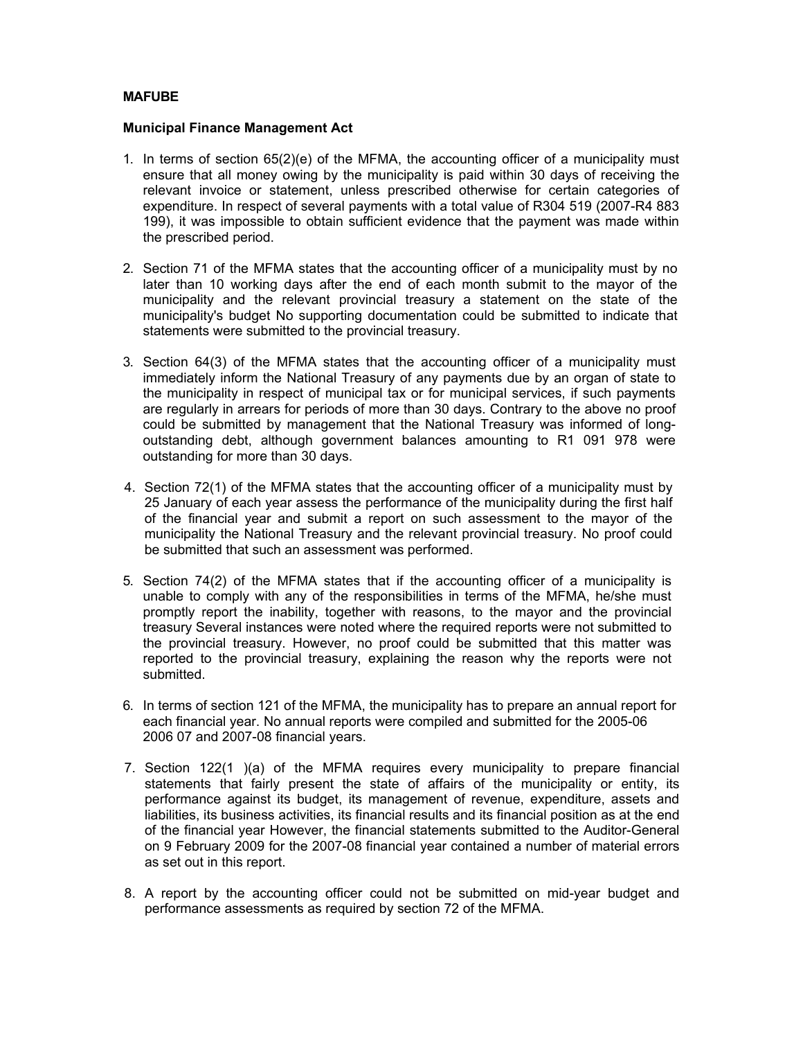**MAFUBE**

**Municipal Finance Management Act**

1. In terms of section 65(2)(e) of the MFMA, the accounting officer of a municipality must ensure that all money owing by the municipality is paid within 30 days of receiving the relevant invoice or statement, unless prescribed otherwise for certain categories of expenditure. In respect of several payments with a total value of R304 519 (2007-R4 883 199), it was impossible to obtain sufficient evidence that the payment was made within the prescribed period.

2. Section 71 of the MFMA states that the accounting officer of a municipality must by no later than 10 working days after the end of each month submit to the mayor of the municipality and the relevant provincial treasury a statement on the state of the municipality's budget No supporting documentation could be submitted to indicate that statements were submitted to the provincial treasury.

3. Section 64(3) of the MFMA states that the accounting officer of a municipality must immediately inform the National Treasury of any payments due by an organ of state to the municipality in respect of municipal tax or for municipal services, if such payments are regularly in arrears for periods of more than 30 days. Contrary to the above no proof could be submitted by management that the National Treasury was informed of long-outstanding debt, although government balances amounting to R1 091 978 were outstanding for more than 30 days.

4. Section 72(1) of the MFMA states that the accounting officer of a municipality must by 25 January of each year assess the performance of the municipality during the first half of the financial year and submit a report on such assessment to the mayor of the municipality the National Treasury and the relevant provincial treasury. No proof could be submitted that such an assessment was performed.

5. Section 74(2) of the MFMA states that if the accounting officer of a municipality is unable to comply with any of the responsibilities in terms of the MFMA, he/she must promptly report the inability, together with reasons, to the mayor and the provincial treasury Several instances were noted where the required reports were not submitted to the provincial treasury. However, no proof could be submitted that this matter was reported to the provincial treasury, explaining the reason why the reports were not submitted.

6. In terms of section 121 of the MFMA, the municipality has to prepare an annual report for each financial year. No annual reports were compiled and submitted for the 2005-06 2006 07 and 2007-08 financial years.

7. Section 122(1 )(a) of the MFMA requires every municipality to prepare financial statements that fairly present the state of affairs of the municipality or entity, its performance against its budget, its management of revenue, expenditure, assets and liabilities, its business activities, its financial results and its financial position as at the end of the financial year However, the financial statements submitted to the Auditor-General on 9 February 2009 for the 2007-08 financial year contained a number of material errors as set out in this report.

8. A report by the accounting officer could not be submitted on mid-year budget and performance assessments as required by section 72 of the MFMA.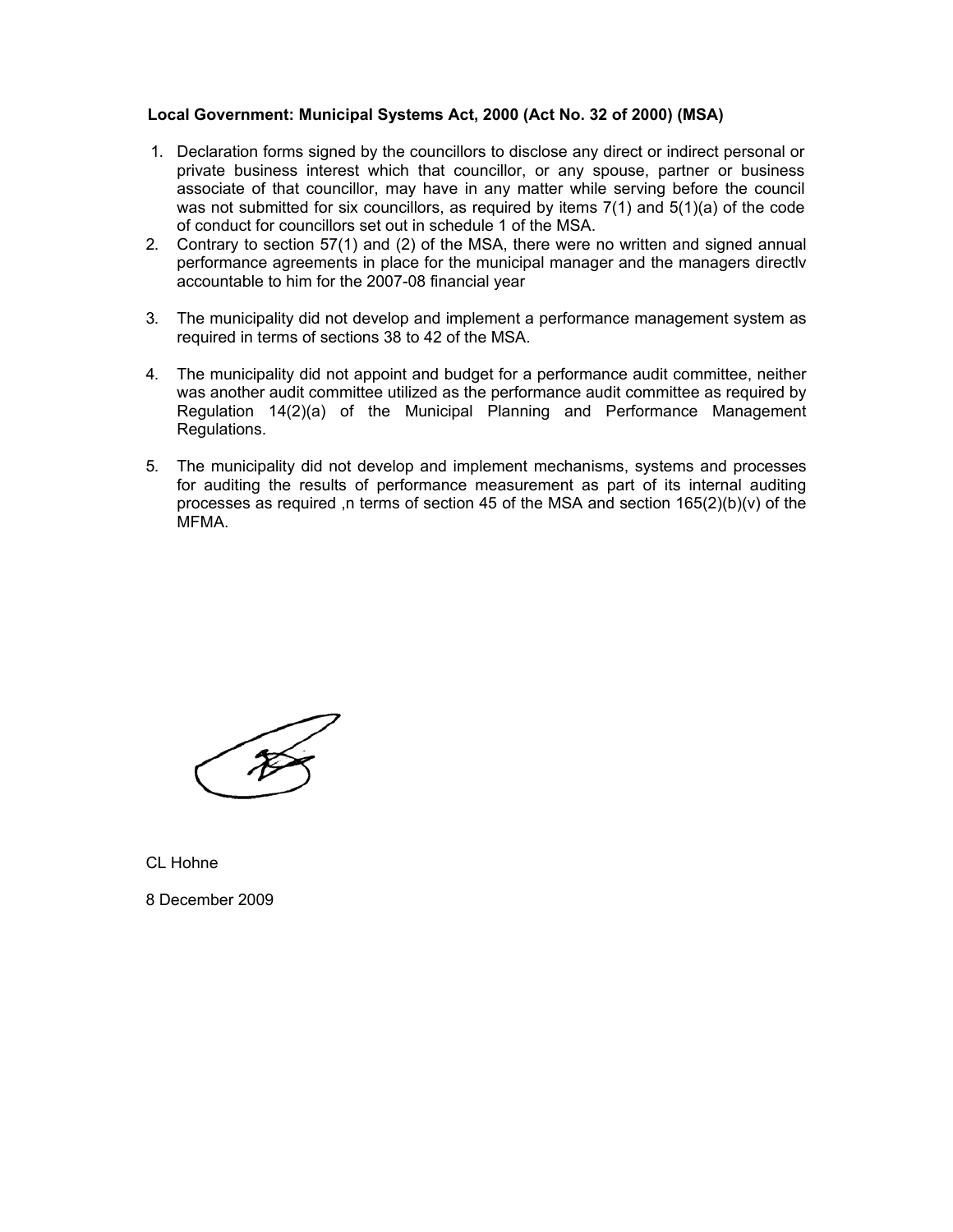**Local Government: Municipal Systems Act, 2000 (Act No. 32 of 2000) (MSA)**

1. Declaration forms signed by the councillors to disclose any direct or indirect personal or private business interest which that councillor, or any spouse, partner or business associate of that councillor, may have in any matter while serving before the council was not submitted for six councillors, as required by items 7(1) and 5(1)(a) of the code of conduct for councillors set out in schedule 1 of the MSA.
2. Contrary to section 57(1) and (2) of the MSA, there were no written and signed annual performance agreements in place for the municipal manager and the managers directlv accountable to him for the 2007-08 financial year
3. The municipality did not develop and implement a performance management system as required in terms of sections 38 to 42 of the MSA.
4. The municipality did not appoint and budget for a performance audit committee, neither was another audit committee utilized as the performance audit committee as required by Regulation 14(2)(a) of the Municipal Planning and Performance Management Regulations.
5. The municipality did not develop and implement mechanisms, systems and processes for auditing the results of performance measurement as part of its internal auditing processes as required ,n terms of section 45 of the MSA and section 165(2)(b)(v) of the MFMA.

CL Hohne

8 December 2009